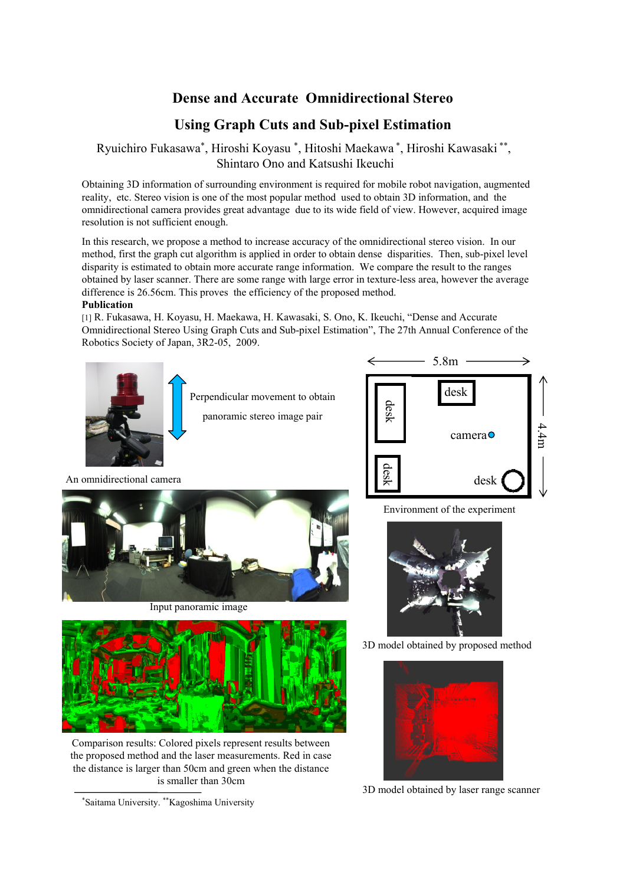# Dense and Accurate Omnidirectional Stereo Using Graph Cuts and Sub-pixel Estimation

Ryuichiro Fukasawa*, Hiroshi Koyasu *, Hitoshi Maekawa *, Hiroshi Kawasaki **, Shintaro Ono and Katsushi Ikeuchi

Obtaining 3D information of surrounding environment is required for mobile robot navigation, augmented reality, etc. Stereo vision is one of the most popular method used to obtain 3D information, and the omnidirectional camera provides great advantage due to its wide field of view. However, acquired image resolution is not sufficient enough.

In this research, we propose a method to increase accuracy of the omnidirectional stereo vision. In our method, first the graph cut algorithm is applied in order to obtain dense disparities. Then, sub-pixel level disparity is estimated to obtain more accurate range information. We compare the result to the ranges obtained by laser scanner. There are some range with large error in texture-less area, however the average difference is 26.56cm. This proves the efficiency of the proposed method.

**Publication**

[1] R. Fukasawa, H. Koyasu, H. Maekawa, H. Kawasaki, S. Ono, K. Ikeuchi, “Dense and Accurate Omnidirectional Stereo Using Graph Cuts and Sub-pixel Estimation”, The 27th Annual Conference of the Robotics Society of Japan, 3R2-05, 2009.

Perpendicular movement to obtain panoramic stereo image pair

An omnidirectional camera

5.8m

4.4m

desk

desk

camera

desk

desk

Environment of the experiment

Input panoramic image

3D model obtained by proposed method

Comparison results: Colored pixels represent results between the proposed method and the laser measurements. Red in case the distance is larger than 50cm and green when the distance is smaller than 30cm

3D model obtained by laser range scanner

*Saitama University. **Kagoshima University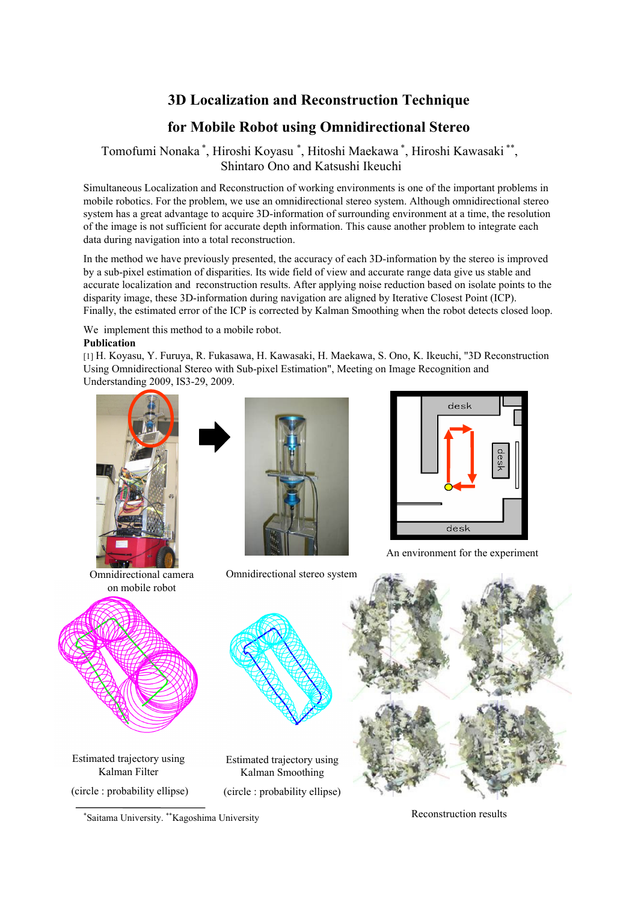# 3D Localization and Reconstruction Technique for Mobile Robot using Omnidirectional Stereo

Tomofumi Nonaka [*], Hiroshi Koyasu [*], Hitoshi Maekawa [*], Hiroshi Kawasaki [**], Shintaro Ono and Katsushi Ikeuchi

Simultaneous Localization and Reconstruction of working environments is one of the important problems in mobile robotics. For the problem, we use an omnidirectional stereo system. Although omnidirectional stereo system has a great advantage to acquire 3D-information of surrounding environment at a time, the resolution of the image is not sufficient for accurate depth information. This cause another problem to integrate each data during navigation into a total reconstruction.

In the method we have previously presented, the accuracy of each 3D-information by the stereo is improved by a sub-pixel estimation of disparities. Its wide field of view and accurate range data give us stable and accurate localization and reconstruction results. After applying noise reduction based on isolate points to the disparity image, these 3D-information during navigation are aligned by Iterative Closest Point (ICP). Finally, the estimated error of the ICP is corrected by Kalman Smoothing when the robot detects closed loop.

We implement this method to a mobile robot.

**Publication**

[1] H. Koyasu, Y. Furuya, R. Fukasawa, H. Kawasaki, H. Maekawa, S. Ono, K. Ikeuchi, "3D Reconstruction Using Omnidirectional Stereo with Sub-pixel Estimation", Meeting on Image Recognition and Understanding 2009, IS3-29, 2009.

Omnidirectional camera on mobile robot

Omnidirectional stereo system

desk

desk

desk

An environment for the experiment

Estimated trajectory using Kalman Filter

(circle : probability ellipse)

Estimated trajectory using Kalman Smoothing

(circle : probability ellipse)

Reconstruction results

[*]Saitama University. [**]Kagoshima University